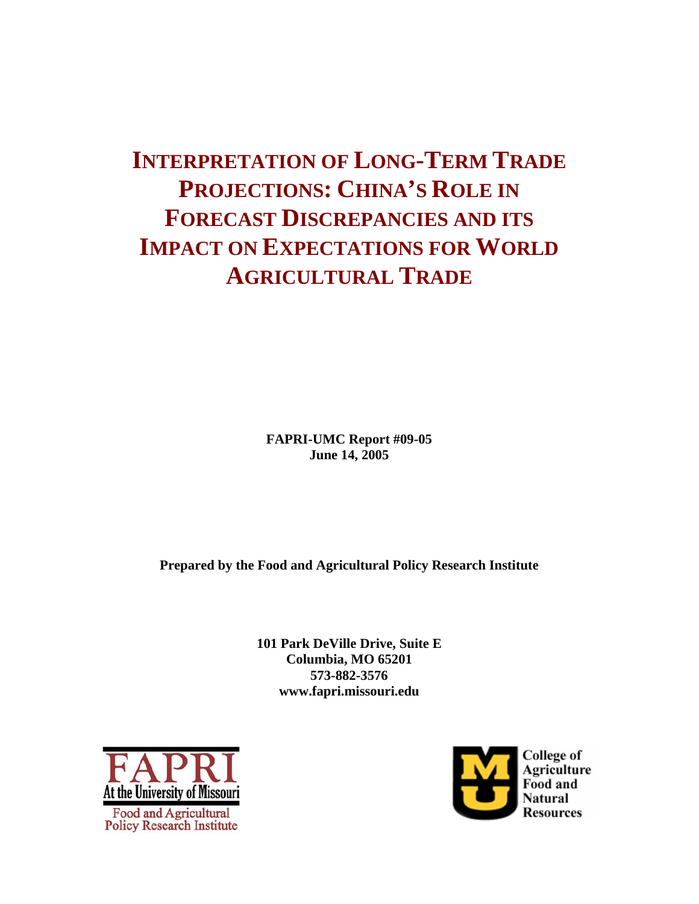# INTERPRETATION OF LONG-TERM TRADE PROJECTIONS: CHINA'S ROLE IN FORECAST DISCREPANCIES AND ITS IMPACT ON EXPECTATIONS FOR WORLD AGRICULTURAL TRADE

**FAPRI-UMC Report #09-05**
**June 14, 2005**

**Prepared by the Food and Agricultural Policy Research Institute**

**101 Park DeVille Drive, Suite E**
**Columbia, MO 65201**
**573-882-3576**
**www.fapri.missouri.edu**

FAPRI At the University of Missouri
Food and Agricultural Policy Research Institute

College of Agriculture Food and Natural Resources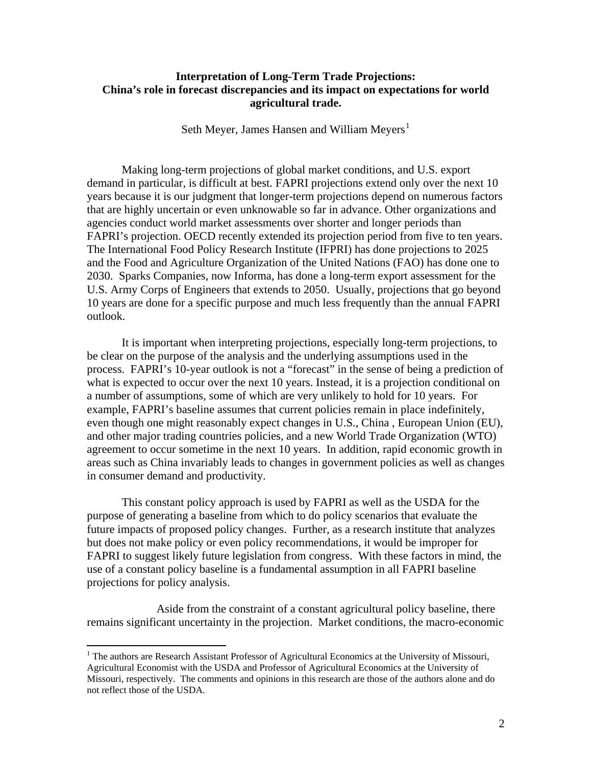# Interpretation of Long-Term Trade Projections: China's role in forecast discrepancies and its impact on expectations for world agricultural trade.

Seth Meyer, James Hansen and William Meyers[1]

Making long-term projections of global market conditions, and U.S. export demand in particular, is difficult at best. FAPRI projections extend only over the next 10 years because it is our judgment that longer-term projections depend on numerous factors that are highly uncertain or even unknowable so far in advance. Other organizations and agencies conduct world market assessments over shorter and longer periods than FAPRI's projection. OECD recently extended its projection period from five to ten years. The International Food Policy Research Institute (IFPRI) has done projections to 2025 and the Food and Agriculture Organization of the United Nations (FAO) has done one to 2030. Sparks Companies, now Informa, has done a long-term export assessment for the U.S. Army Corps of Engineers that extends to 2050. Usually, projections that go beyond 10 years are done for a specific purpose and much less frequently than the annual FAPRI outlook.

It is important when interpreting projections, especially long-term projections, to be clear on the purpose of the analysis and the underlying assumptions used in the process. FAPRI's 10-year outlook is not a "forecast" in the sense of being a prediction of what is expected to occur over the next 10 years. Instead, it is a projection conditional on a number of assumptions, some of which are very unlikely to hold for 10 years. For example, FAPRI's baseline assumes that current policies remain in place indefinitely, even though one might reasonably expect changes in U.S., China , European Union (EU), and other major trading countries policies, and a new World Trade Organization (WTO) agreement to occur sometime in the next 10 years. In addition, rapid economic growth in areas such as China invariably leads to changes in government policies as well as changes in consumer demand and productivity.

This constant policy approach is used by FAPRI as well as the USDA for the purpose of generating a baseline from which to do policy scenarios that evaluate the future impacts of proposed policy changes. Further, as a research institute that analyzes but does not make policy or even policy recommendations, it would be improper for FAPRI to suggest likely future legislation from congress. With these factors in mind, the use of a constant policy baseline is a fundamental assumption in all FAPRI baseline projections for policy analysis.

Aside from the constraint of a constant agricultural policy baseline, there remains significant uncertainty in the projection. Market conditions, the macro-economic

[1] The authors are Research Assistant Professor of Agricultural Economics at the University of Missouri, Agricultural Economist with the USDA and Professor of Agricultural Economics at the University of Missouri, respectively. The comments and opinions in this research are those of the authors alone and do not reflect those of the USDA.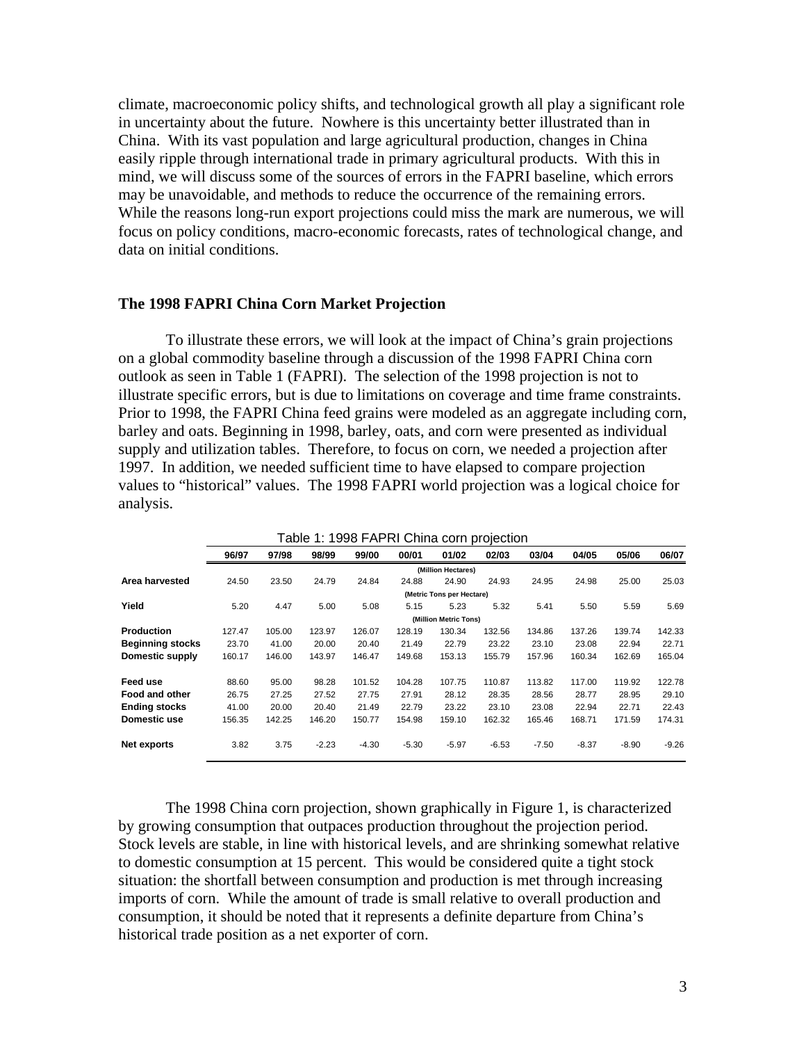climate, macroeconomic policy shifts, and technological growth all play a significant role in uncertainty about the future. Nowhere is this uncertainty better illustrated than in China. With its vast population and large agricultural production, changes in China easily ripple through international trade in primary agricultural products. With this in mind, we will discuss some of the sources of errors in the FAPRI baseline, which errors may be unavoidable, and methods to reduce the occurrence of the remaining errors. While the reasons long-run export projections could miss the mark are numerous, we will focus on policy conditions, macro-economic forecasts, rates of technological change, and data on initial conditions.

## The 1998 FAPRI China Corn Market Projection

To illustrate these errors, we will look at the impact of China's grain projections on a global commodity baseline through a discussion of the 1998 FAPRI China corn outlook as seen in Table 1 (FAPRI). The selection of the 1998 projection is not to illustrate specific errors, but is due to limitations on coverage and time frame constraints. Prior to 1998, the FAPRI China feed grains were modeled as an aggregate including corn, barley and oats. Beginning in 1998, barley, oats, and corn were presented as individual supply and utilization tables. Therefore, to focus on corn, we needed a projection after 1997. In addition, we needed sufficient time to have elapsed to compare projection values to "historical" values. The 1998 FAPRI world projection was a logical choice for analysis.

Table 1: 1998 FAPRI China corn projection

| | 96/97 | 97/98 | 98/99 | 99/00 | 00/01 | 01/02 | 02/03 | 03/04 | 04/05 | 05/06 | 06/07 |
|---|---|---|---|---|---|---|---|---|---|---|---|
| | (Million Hectares) | | | | | | | | | | |
| **Area harvested** | 24.50 | 23.50 | 24.79 | 24.84 | 24.88 | 24.90 | 24.93 | 24.95 | 24.98 | 25.00 | 25.03 |
| | (Metric Tons per Hectare) | | | | | | | | | | |
| **Yield** | 5.20 | 4.47 | 5.00 | 5.08 | 5.15 | 5.23 | 5.32 | 5.41 | 5.50 | 5.59 | 5.69 |
| | (Million Metric Tons) | | | | | | | | | | |
| **Production** | 127.47 | 105.00 | 123.97 | 126.07 | 128.19 | 130.34 | 132.56 | 134.86 | 137.26 | 139.74 | 142.33 |
| **Beginning stocks** | 23.70 | 41.00 | 20.00 | 20.40 | 21.49 | 22.79 | 23.22 | 23.10 | 23.08 | 22.94 | 22.71 |
| **Domestic supply** | 160.17 | 146.00 | 143.97 | 146.47 | 149.68 | 153.13 | 155.79 | 157.96 | 160.34 | 162.69 | 165.04 |
| **Feed use** | 88.60 | 95.00 | 98.28 | 101.52 | 104.28 | 107.75 | 110.87 | 113.82 | 117.00 | 119.92 | 122.78 |
| **Food and other** | 26.75 | 27.25 | 27.52 | 27.75 | 27.91 | 28.12 | 28.35 | 28.56 | 28.77 | 28.95 | 29.10 |
| **Ending stocks** | 41.00 | 20.00 | 20.40 | 21.49 | 22.79 | 23.22 | 23.10 | 23.08 | 22.94 | 22.71 | 22.43 |
| **Domestic use** | 156.35 | 142.25 | 146.20 | 150.77 | 154.98 | 159.10 | 162.32 | 165.46 | 168.71 | 171.59 | 174.31 |
| **Net exports** | 3.82 | 3.75 | -2.23 | -4.30 | -5.30 | -5.97 | -6.53 | -7.50 | -8.37 | -8.90 | -9.26 |

The 1998 China corn projection, shown graphically in Figure 1, is characterized by growing consumption that outpaces production throughout the projection period. Stock levels are stable, in line with historical levels, and are shrinking somewhat relative to domestic consumption at 15 percent. This would be considered quite a tight stock situation: the shortfall between consumption and production is met through increasing imports of corn. While the amount of trade is small relative to overall production and consumption, it should be noted that it represents a definite departure from China's historical trade position as a net exporter of corn.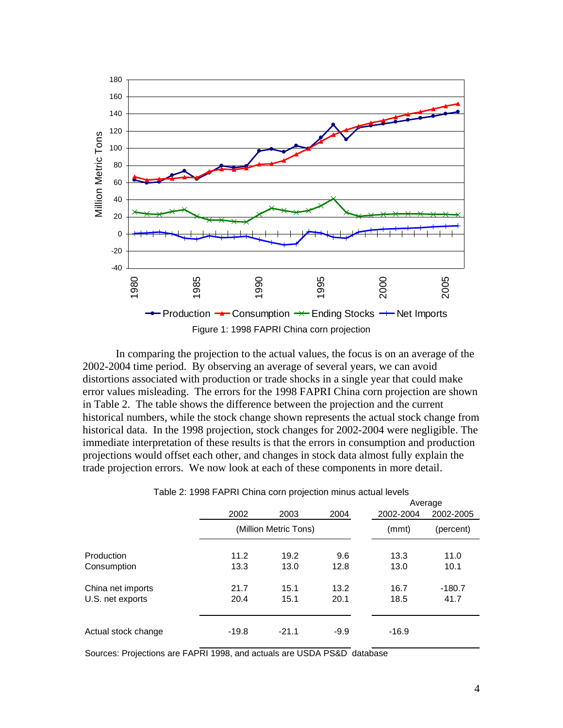Figure 1: 1998 FAPRI China corn projection

In comparing the projection to the actual values, the focus is on an average of the 2002-2004 time period. By observing an average of several years, we can avoid distortions associated with production or trade shocks in a single year that could make error values misleading. The errors for the 1998 FAPRI China corn projection are shown in Table 2. The table shows the difference between the projection and the current historical numbers, while the stock change shown represents the actual stock change from historical data. In the 1998 projection, stock changes for 2002-2004 were negligible. The immediate interpretation of these results is that the errors in consumption and production projections would offset each other, and changes in stock data almost fully explain the trade projection errors. We now look at each of these components in more detail.

Table 2: 1998 FAPRI China corn projection minus actual levels

| | 2002 | 2003 | 2004 | Average 2002-2004 | Average 2002-2005 |
|---|---|---|---|---|---|
| | (Million Metric Tons) | | | (mmt) | (percent) |
| Production | 11.2 | 19.2 | 9.6 | 13.3 | 11.0 |
| Consumption | 13.3 | 13.0 | 12.8 | 13.0 | 10.1 |
| China net imports | 21.7 | 15.1 | 13.2 | 16.7 | -180.7 |
| U.S. net exports | 20.4 | 15.1 | 20.1 | 18.5 | 41.7 |
| Actual stock change | -19.8 | -21.1 | -9.9 | -16.9 | |

Sources: Projections are FAPRI 1998, and actuals are USDA PS&D database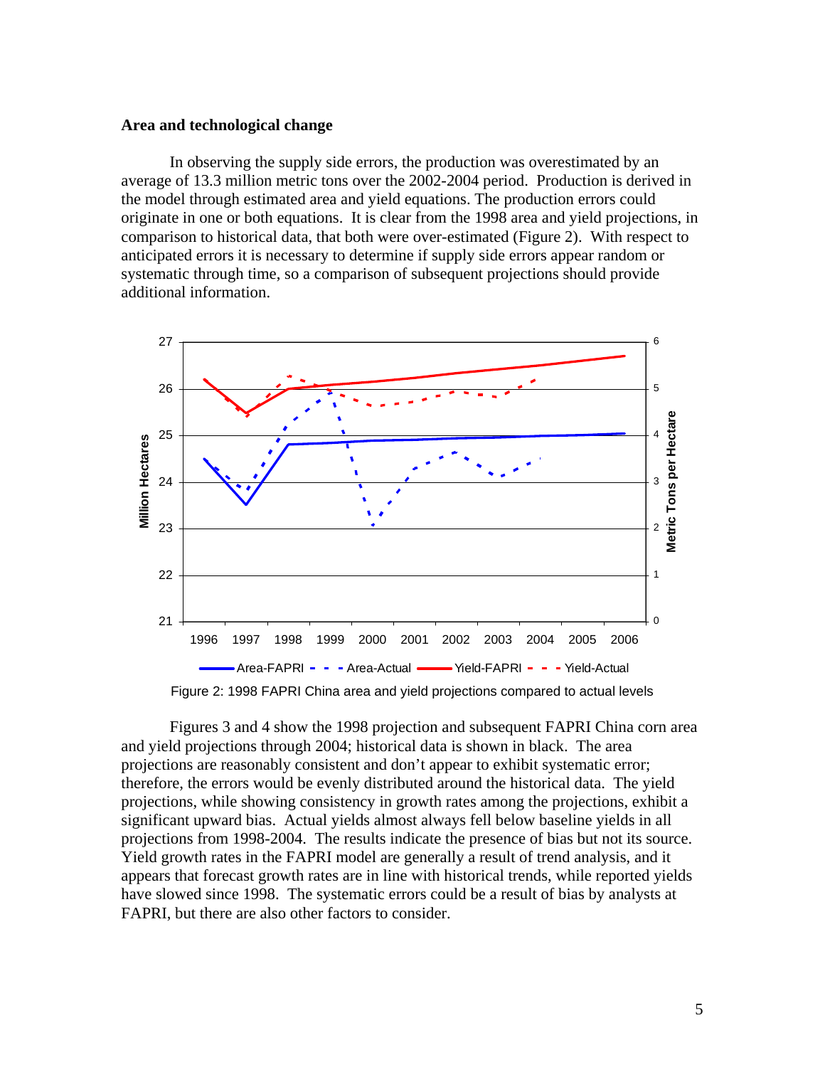**Area and technological change**

In observing the supply side errors, the production was overestimated by an average of 13.3 million metric tons over the 2002-2004 period. Production is derived in the model through estimated area and yield equations. The production errors could originate in one or both equations. It is clear from the 1998 area and yield projections, in comparison to historical data, that both were over-estimated (Figure 2). With respect to anticipated errors it is necessary to determine if supply side errors appear random or systematic through time, so a comparison of subsequent projections should provide additional information.

Figure 2: 1998 FAPRI China area and yield projections compared to actual levels

Figures 3 and 4 show the 1998 projection and subsequent FAPRI China corn area and yield projections through 2004; historical data is shown in black. The area projections are reasonably consistent and don't appear to exhibit systematic error; therefore, the errors would be evenly distributed around the historical data. The yield projections, while showing consistency in growth rates among the projections, exhibit a significant upward bias. Actual yields almost always fell below baseline yields in all projections from 1998-2004. The results indicate the presence of bias but not its source. Yield growth rates in the FAPRI model are generally a result of trend analysis, and it appears that forecast growth rates are in line with historical trends, while reported yields have slowed since 1998. The systematic errors could be a result of bias by analysts at FAPRI, but there are also other factors to consider.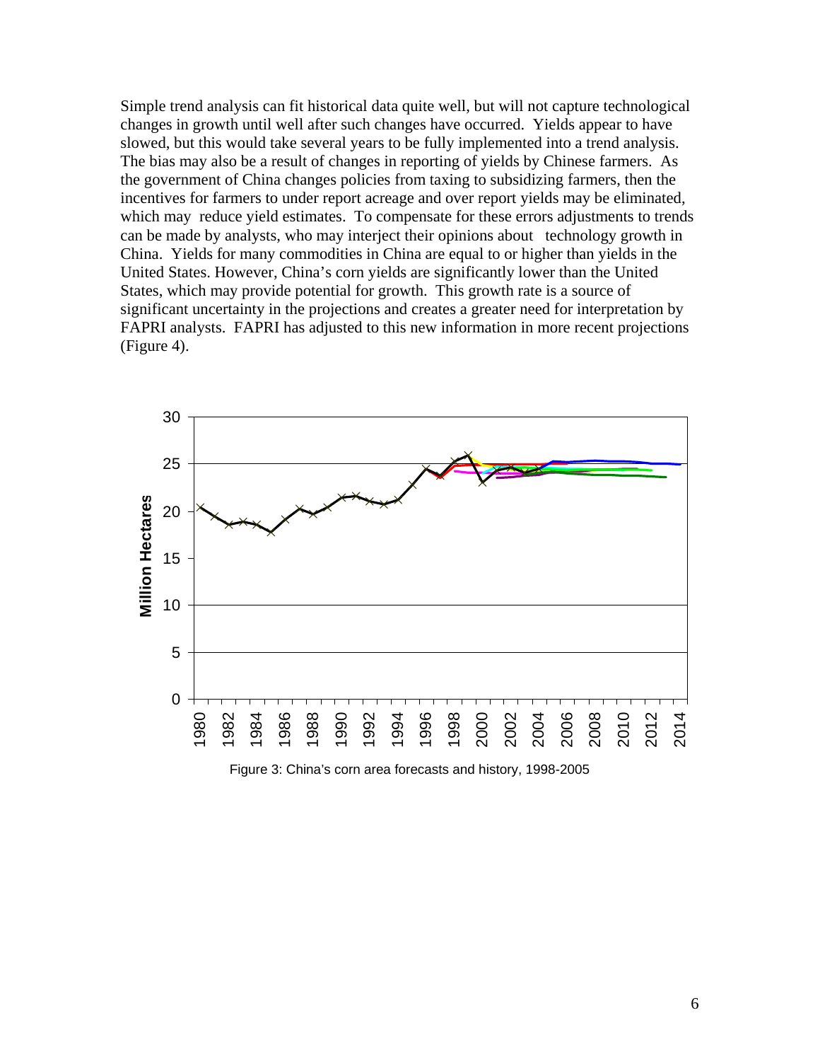Simple trend analysis can fit historical data quite well, but will not capture technological changes in growth until well after such changes have occurred. Yields appear to have slowed, but this would take several years to be fully implemented into a trend analysis. The bias may also be a result of changes in reporting of yields by Chinese farmers. As the government of China changes policies from taxing to subsidizing farmers, then the incentives for farmers to under report acreage and over report yields may be eliminated, which may reduce yield estimates. To compensate for these errors adjustments to trends can be made by analysts, who may interject their opinions about technology growth in China. Yields for many commodities in China are equal to or higher than yields in the United States. However, China's corn yields are significantly lower than the United States, which may provide potential for growth. This growth rate is a source of significant uncertainty in the projections and creates a greater need for interpretation by FAPRI analysts. FAPRI has adjusted to this new information in more recent projections (Figure 4).

Figure 3: China's corn area forecasts and history, 1998-2005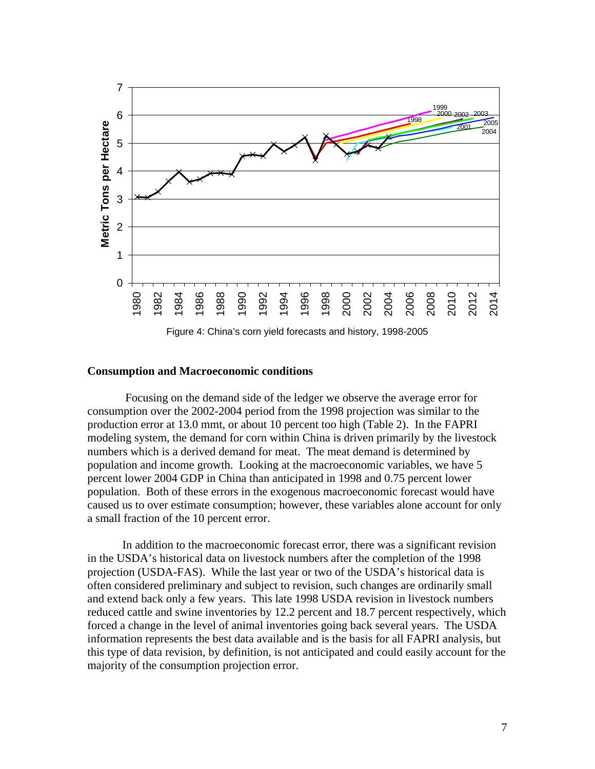Figure 4: China's corn yield forecasts and history, 1998-2005

## Consumption and Macroeconomic conditions

Focusing on the demand side of the ledger we observe the average error for consumption over the 2002-2004 period from the 1998 projection was similar to the production error at 13.0 mmt, or about 10 percent too high (Table 2). In the FAPRI modeling system, the demand for corn within China is driven primarily by the livestock numbers which is a derived demand for meat. The meat demand is determined by population and income growth. Looking at the macroeconomic variables, we have 5 percent lower 2004 GDP in China than anticipated in 1998 and 0.75 percent lower population. Both of these errors in the exogenous macroeconomic forecast would have caused us to over estimate consumption; however, these variables alone account for only a small fraction of the 10 percent error.

In addition to the macroeconomic forecast error, there was a significant revision in the USDA's historical data on livestock numbers after the completion of the 1998 projection (USDA-FAS). While the last year or two of the USDA's historical data is often considered preliminary and subject to revision, such changes are ordinarily small and extend back only a few years. This late 1998 USDA revision in livestock numbers reduced cattle and swine inventories by 12.2 percent and 18.7 percent respectively, which forced a change in the level of animal inventories going back several years. The USDA information represents the best data available and is the basis for all FAPRI analysis, but this type of data revision, by definition, is not anticipated and could easily account for the majority of the consumption projection error.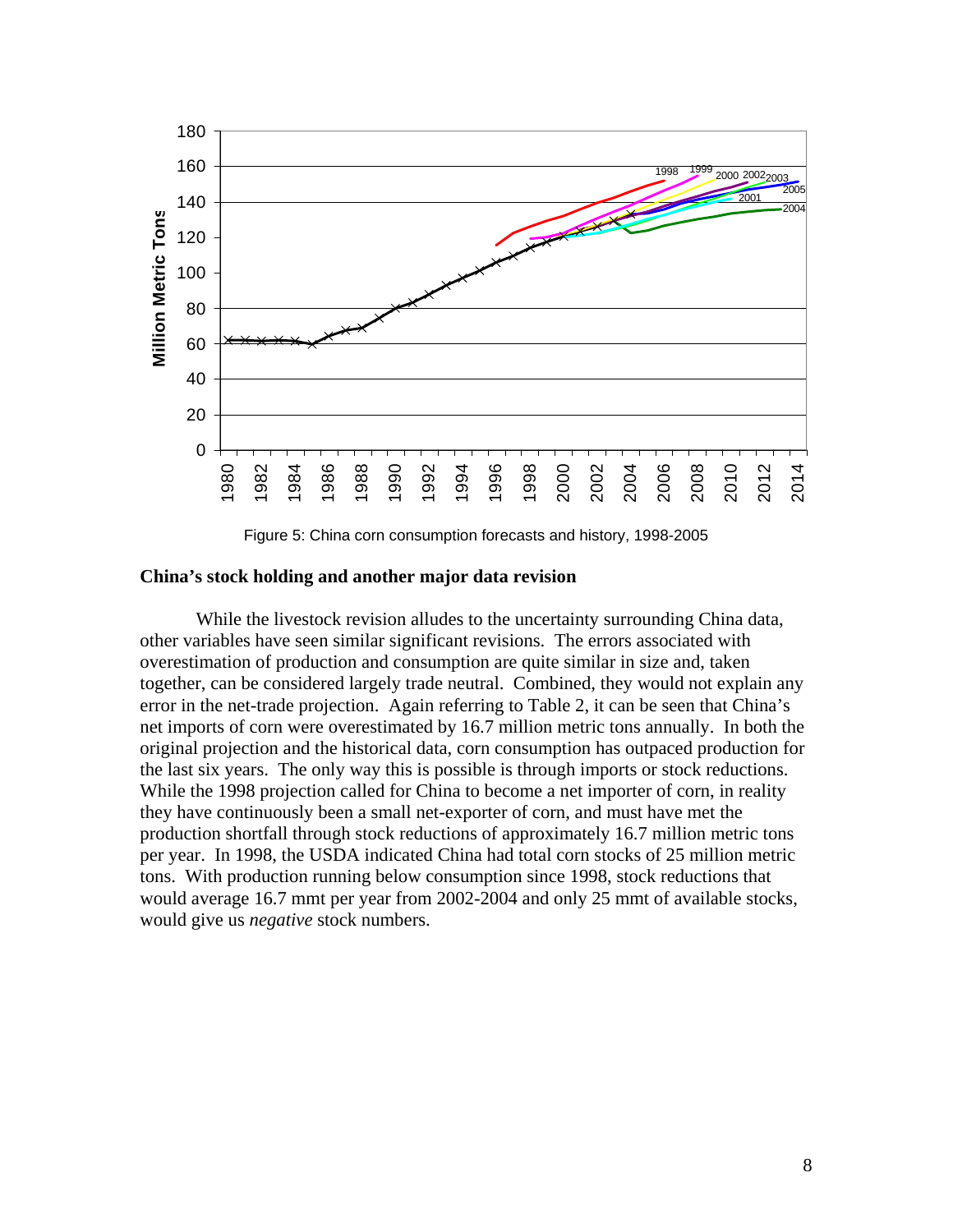Figure 5: China corn consumption forecasts and history, 1998-2005

## China's stock holding and another major data revision

While the livestock revision alludes to the uncertainty surrounding China data, other variables have seen similar significant revisions. The errors associated with overestimation of production and consumption are quite similar in size and, taken together, can be considered largely trade neutral. Combined, they would not explain any error in the net-trade projection. Again referring to Table 2, it can be seen that China's net imports of corn were overestimated by 16.7 million metric tons annually. In both the original projection and the historical data, corn consumption has outpaced production for the last six years. The only way this is possible is through imports or stock reductions. While the 1998 projection called for China to become a net importer of corn, in reality they have continuously been a small net-exporter of corn, and must have met the production shortfall through stock reductions of approximately 16.7 million metric tons per year. In 1998, the USDA indicated China had total corn stocks of 25 million metric tons. With production running below consumption since 1998, stock reductions that would average 16.7 mmt per year from 2002-2004 and only 25 mmt of available stocks, would give us *negative* stock numbers.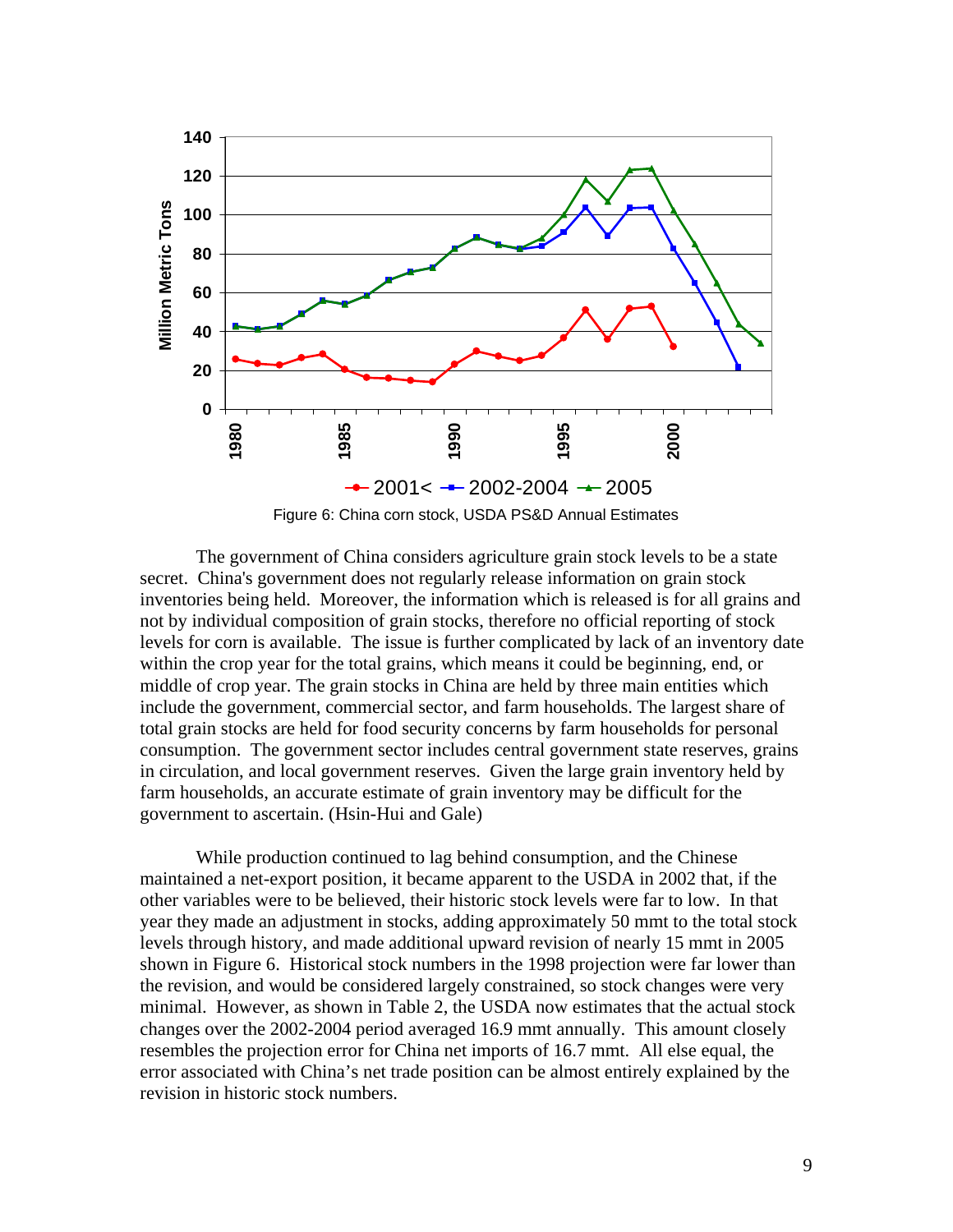Figure 6: China corn stock, USDA PS&D Annual Estimates

The government of China considers agriculture grain stock levels to be a state secret. China's government does not regularly release information on grain stock inventories being held. Moreover, the information which is released is for all grains and not by individual composition of grain stocks, therefore no official reporting of stock levels for corn is available. The issue is further complicated by lack of an inventory date within the crop year for the total grains, which means it could be beginning, end, or middle of crop year. The grain stocks in China are held by three main entities which include the government, commercial sector, and farm households. The largest share of total grain stocks are held for food security concerns by farm households for personal consumption. The government sector includes central government state reserves, grains in circulation, and local government reserves. Given the large grain inventory held by farm households, an accurate estimate of grain inventory may be difficult for the government to ascertain. (Hsin-Hui and Gale)

While production continued to lag behind consumption, and the Chinese maintained a net-export position, it became apparent to the USDA in 2002 that, if the other variables were to be believed, their historic stock levels were far to low. In that year they made an adjustment in stocks, adding approximately 50 mmt to the total stock levels through history, and made additional upward revision of nearly 15 mmt in 2005 shown in Figure 6. Historical stock numbers in the 1998 projection were far lower than the revision, and would be considered largely constrained, so stock changes were very minimal. However, as shown in Table 2, the USDA now estimates that the actual stock changes over the 2002-2004 period averaged 16.9 mmt annually. This amount closely resembles the projection error for China net imports of 16.7 mmt. All else equal, the error associated with China's net trade position can be almost entirely explained by the revision in historic stock numbers.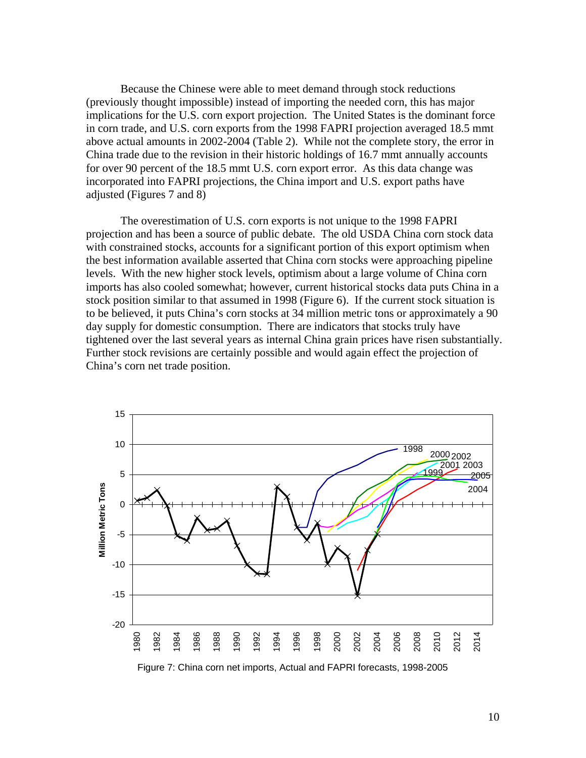Because the Chinese were able to meet demand through stock reductions (previously thought impossible) instead of importing the needed corn, this has major implications for the U.S. corn export projection. The United States is the dominant force in corn trade, and U.S. corn exports from the 1998 FAPRI projection averaged 18.5 mmt above actual amounts in 2002-2004 (Table 2). While not the complete story, the error in China trade due to the revision in their historic holdings of 16.7 mmt annually accounts for over 90 percent of the 18.5 mmt U.S. corn export error. As this data change was incorporated into FAPRI projections, the China import and U.S. export paths have adjusted (Figures 7 and 8)

The overestimation of U.S. corn exports is not unique to the 1998 FAPRI projection and has been a source of public debate. The old USDA China corn stock data with constrained stocks, accounts for a significant portion of this export optimism when the best information available asserted that China corn stocks were approaching pipeline levels. With the new higher stock levels, optimism about a large volume of China corn imports has also cooled somewhat; however, current historical stocks data puts China in a stock position similar to that assumed in 1998 (Figure 6). If the current stock situation is to be believed, it puts China's corn stocks at 34 million metric tons or approximately a 90 day supply for domestic consumption. There are indicators that stocks truly have tightened over the last several years as internal China grain prices have risen substantially. Further stock revisions are certainly possible and would again effect the projection of China's corn net trade position.

Figure 7: China corn net imports, Actual and FAPRI forecasts, 1998-2005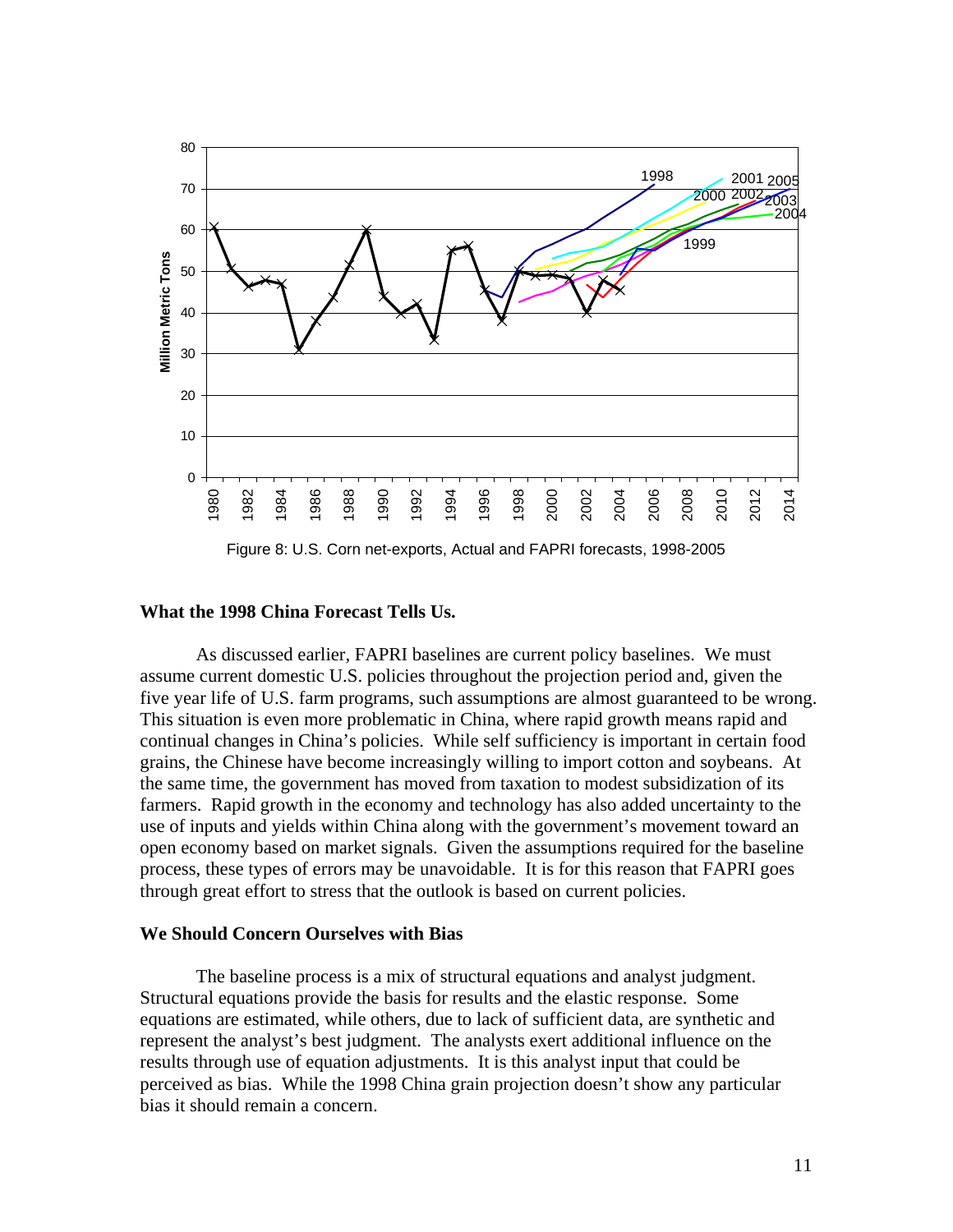Figure 8: U.S. Corn net-exports, Actual and FAPRI forecasts, 1998-2005

### What the 1998 China Forecast Tells Us.

As discussed earlier, FAPRI baselines are current policy baselines. We must assume current domestic U.S. policies throughout the projection period and, given the five year life of U.S. farm programs, such assumptions are almost guaranteed to be wrong. This situation is even more problematic in China, where rapid growth means rapid and continual changes in China's policies. While self sufficiency is important in certain food grains, the Chinese have become increasingly willing to import cotton and soybeans. At the same time, the government has moved from taxation to modest subsidization of its farmers. Rapid growth in the economy and technology has also added uncertainty to the use of inputs and yields within China along with the government's movement toward an open economy based on market signals. Given the assumptions required for the baseline process, these types of errors may be unavoidable. It is for this reason that FAPRI goes through great effort to stress that the outlook is based on current policies.

### We Should Concern Ourselves with Bias

The baseline process is a mix of structural equations and analyst judgment. Structural equations provide the basis for results and the elastic response. Some equations are estimated, while others, due to lack of sufficient data, are synthetic and represent the analyst's best judgment. The analysts exert additional influence on the results through use of equation adjustments. It is this analyst input that could be perceived as bias. While the 1998 China grain projection doesn't show any particular bias it should remain a concern.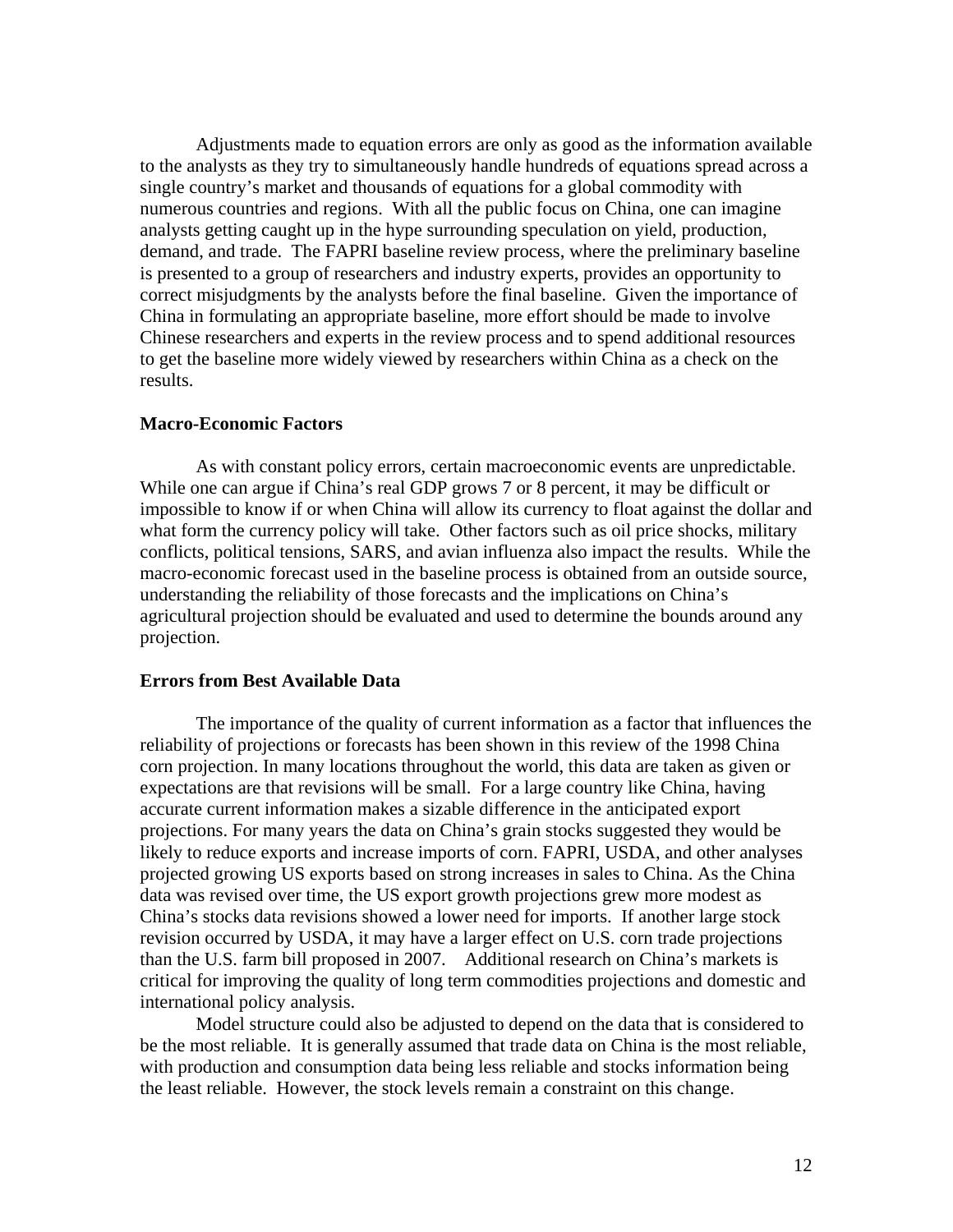Adjustments made to equation errors are only as good as the information available to the analysts as they try to simultaneously handle hundreds of equations spread across a single country's market and thousands of equations for a global commodity with numerous countries and regions. With all the public focus on China, one can imagine analysts getting caught up in the hype surrounding speculation on yield, production, demand, and trade. The FAPRI baseline review process, where the preliminary baseline is presented to a group of researchers and industry experts, provides an opportunity to correct misjudgments by the analysts before the final baseline. Given the importance of China in formulating an appropriate baseline, more effort should be made to involve Chinese researchers and experts in the review process and to spend additional resources to get the baseline more widely viewed by researchers within China as a check on the results.

**Macro-Economic Factors**

As with constant policy errors, certain macroeconomic events are unpredictable. While one can argue if China's real GDP grows 7 or 8 percent, it may be difficult or impossible to know if or when China will allow its currency to float against the dollar and what form the currency policy will take. Other factors such as oil price shocks, military conflicts, political tensions, SARS, and avian influenza also impact the results. While the macro-economic forecast used in the baseline process is obtained from an outside source, understanding the reliability of those forecasts and the implications on China's agricultural projection should be evaluated and used to determine the bounds around any projection.

**Errors from Best Available Data**

The importance of the quality of current information as a factor that influences the reliability of projections or forecasts has been shown in this review of the 1998 China corn projection. In many locations throughout the world, this data are taken as given or expectations are that revisions will be small. For a large country like China, having accurate current information makes a sizable difference in the anticipated export projections. For many years the data on China's grain stocks suggested they would be likely to reduce exports and increase imports of corn. FAPRI, USDA, and other analyses projected growing US exports based on strong increases in sales to China. As the China data was revised over time, the US export growth projections grew more modest as China's stocks data revisions showed a lower need for imports. If another large stock revision occurred by USDA, it may have a larger effect on U.S. corn trade projections than the U.S. farm bill proposed in 2007. Additional research on China's markets is critical for improving the quality of long term commodities projections and domestic and international policy analysis.

Model structure could also be adjusted to depend on the data that is considered to be the most reliable. It is generally assumed that trade data on China is the most reliable, with production and consumption data being less reliable and stocks information being the least reliable. However, the stock levels remain a constraint on this change.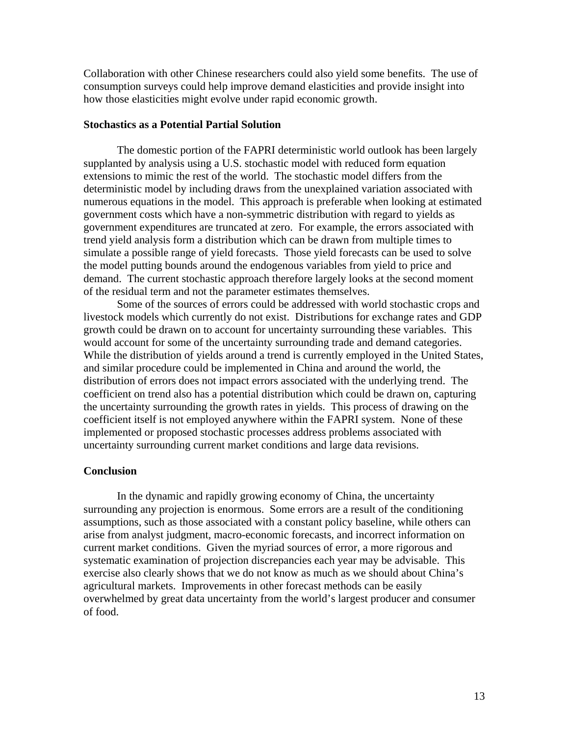Collaboration with other Chinese researchers could also yield some benefits. The use of consumption surveys could help improve demand elasticities and provide insight into how those elasticities might evolve under rapid economic growth.

**Stochastics as a Potential Partial Solution**

The domestic portion of the FAPRI deterministic world outlook has been largely supplanted by analysis using a U.S. stochastic model with reduced form equation extensions to mimic the rest of the world. The stochastic model differs from the deterministic model by including draws from the unexplained variation associated with numerous equations in the model. This approach is preferable when looking at estimated government costs which have a non-symmetric distribution with regard to yields as government expenditures are truncated at zero. For example, the errors associated with trend yield analysis form a distribution which can be drawn from multiple times to simulate a possible range of yield forecasts. Those yield forecasts can be used to solve the model putting bounds around the endogenous variables from yield to price and demand. The current stochastic approach therefore largely looks at the second moment of the residual term and not the parameter estimates themselves.

Some of the sources of errors could be addressed with world stochastic crops and livestock models which currently do not exist. Distributions for exchange rates and GDP growth could be drawn on to account for uncertainty surrounding these variables. This would account for some of the uncertainty surrounding trade and demand categories. While the distribution of yields around a trend is currently employed in the United States, and similar procedure could be implemented in China and around the world, the distribution of errors does not impact errors associated with the underlying trend. The coefficient on trend also has a potential distribution which could be drawn on, capturing the uncertainty surrounding the growth rates in yields. This process of drawing on the coefficient itself is not employed anywhere within the FAPRI system. None of these implemented or proposed stochastic processes address problems associated with uncertainty surrounding current market conditions and large data revisions.

**Conclusion**

In the dynamic and rapidly growing economy of China, the uncertainty surrounding any projection is enormous. Some errors are a result of the conditioning assumptions, such as those associated with a constant policy baseline, while others can arise from analyst judgment, macro-economic forecasts, and incorrect information on current market conditions. Given the myriad sources of error, a more rigorous and systematic examination of projection discrepancies each year may be advisable. This exercise also clearly shows that we do not know as much as we should about China's agricultural markets. Improvements in other forecast methods can be easily overwhelmed by great data uncertainty from the world's largest producer and consumer of food.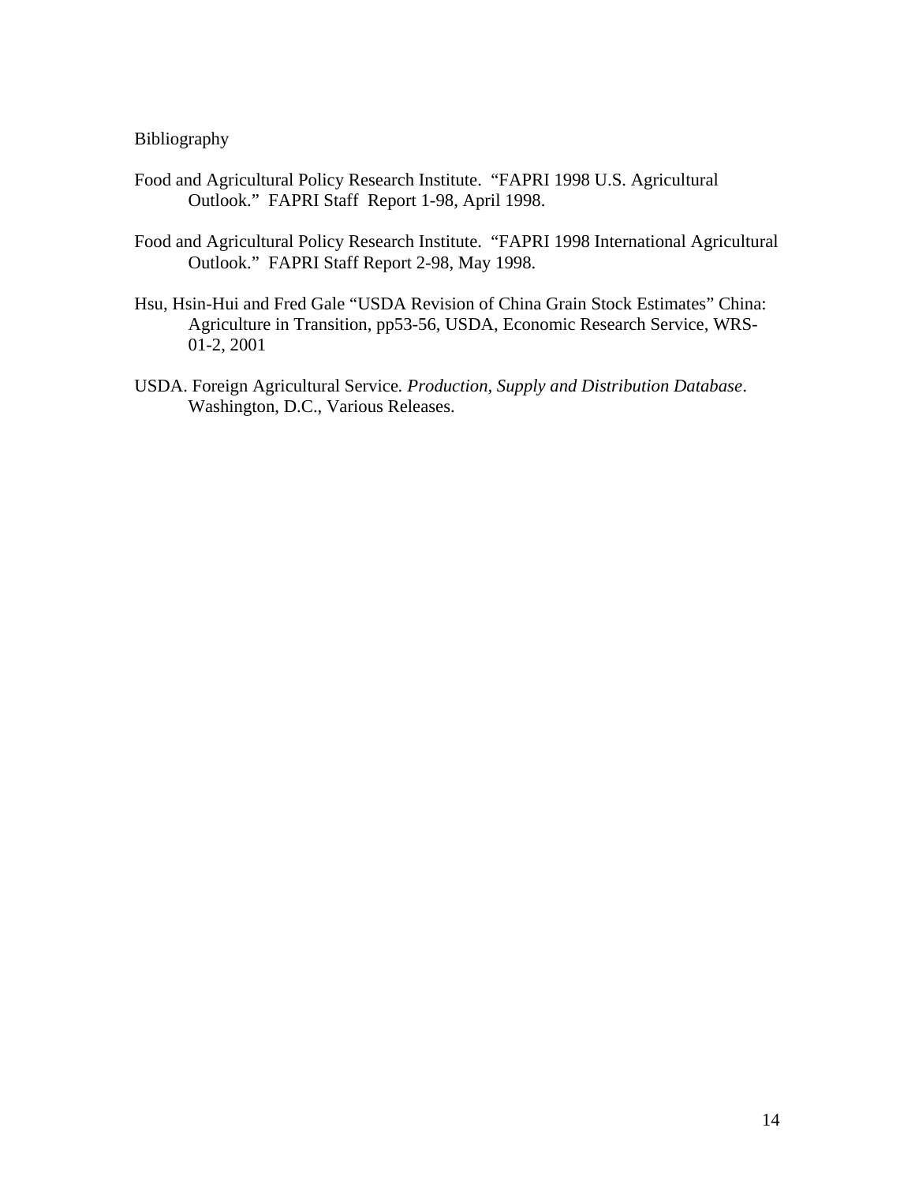Bibliography

Food and Agricultural Policy Research Institute. "FAPRI 1998 U.S. Agricultural Outlook." FAPRI Staff Report 1-98, April 1998.

Food and Agricultural Policy Research Institute. "FAPRI 1998 International Agricultural Outlook." FAPRI Staff Report 2-98, May 1998.

Hsu, Hsin-Hui and Fred Gale "USDA Revision of China Grain Stock Estimates" China: Agriculture in Transition, pp53-56, USDA, Economic Research Service, WRS-01-2, 2001

USDA. Foreign Agricultural Service. *Production, Supply and Distribution Database*. Washington, D.C., Various Releases.